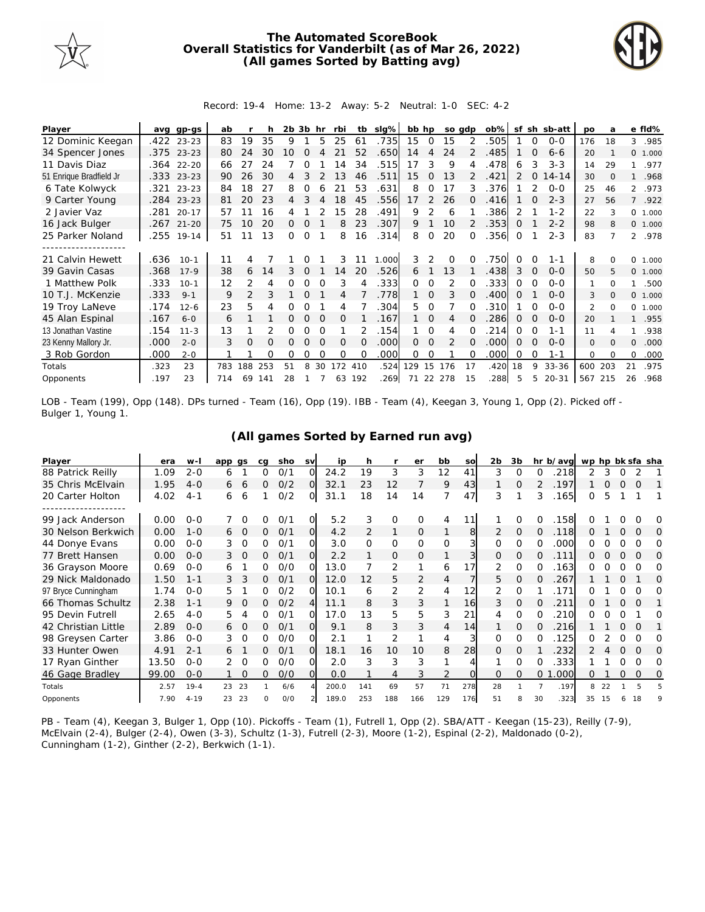# The Automated ScoreBook
## Overall Statistics for Vanderbilt (as of Mar 26, 2022)
## (All games Sorted by Batting avg)

Record: 19-4 Home: 13-2 Away: 5-2 Neutral: 1-0 SEC: 4-2

| Player | avg | gp-gs | ab | r | h | 2b | 3b | hr | rbi | tb | slg% | bb | hp | so | gdp | ob% | sf | sh | sb-att | po | a | e | fld% |
|---|---|---|---|---|---|---|---|---|---|---|---|---|---|---|---|---|---|---|---|---|---|---|---|
| 12 Dominic Keegan | .422 | 23-23 | 83 | 19 | 35 | 9 | 1 | 5 | 25 | 61 | .735 | 15 | 0 | 15 | 2 | .505 | 1 | 0 | 0-0 | 176 | 18 | 3 | .985 |
| 34 Spencer Jones | .375 | 23-23 | 80 | 24 | 30 | 10 | 0 | 4 | 21 | 52 | .650 | 14 | 4 | 24 | 2 | .485 | 1 | 0 | 6-6 | 20 | 1 | 0 | 1.000 |
| 11 Davis Diaz | .364 | 22-20 | 66 | 27 | 24 | 7 | 0 | 1 | 14 | 34 | .515 | 17 | 3 | 9 | 4 | .478 | 6 | 3 | 3-3 | 14 | 29 | 1 | .977 |
| 51 Enrique Bradfield Jr | .333 | 23-23 | 90 | 26 | 30 | 4 | 3 | 2 | 13 | 46 | .511 | 15 | 0 | 13 | 2 | .421 | 2 | 0 | 14-14 | 30 | 0 | 1 | .968 |
| 6 Tate Kolwyck | .321 | 23-23 | 84 | 18 | 27 | 8 | 0 | 6 | 21 | 53 | .631 | 8 | 0 | 17 | 3 | .376 | 1 | 2 | 0-0 | 25 | 46 | 2 | .973 |
| 9 Carter Young | .284 | 23-23 | 81 | 20 | 23 | 4 | 3 | 4 | 18 | 45 | .556 | 17 | 2 | 26 | 0 | .416 | 1 | 0 | 2-3 | 27 | 56 | 7 | .922 |
| 2 Javier Vaz | .281 | 20-17 | 57 | 11 | 16 | 4 | 1 | 2 | 15 | 28 | .491 | 9 | 2 | 6 | 1 | .386 | 2 | 1 | 1-2 | 22 | 3 | 0 | 1.000 |
| 16 Jack Bulger | .267 | 21-20 | 75 | 10 | 20 | 0 | 0 | 1 | 8 | 23 | .307 | 9 | 1 | 10 | 2 | .353 | 0 | 1 | 2-2 | 98 | 8 | 0 | 1.000 |
| 25 Parker Noland | .255 | 19-14 | 51 | 11 | 13 | 0 | 0 | 1 | 8 | 16 | .314 | 8 | 0 | 20 | 0 | .356 | 0 | 1 | 2-3 | 83 | 7 | 2 | .978 |
| 21 Calvin Hewett | .636 | 10-1 | 11 | 4 | 7 | 1 | 0 | 1 | 3 | 11 | 1.000 | 3 | 2 | 0 | 0 | .750 | 0 | 0 | 1-1 | 8 | 0 | 0 | 1.000 |
| 39 Gavin Casas | .368 | 17-9 | 38 | 6 | 14 | 3 | 0 | 1 | 14 | 20 | .526 | 6 | 1 | 13 | 1 | .438 | 3 | 0 | 0-0 | 50 | 5 | 0 | 1.000 |
| 1 Matthew Polk | .333 | 10-1 | 12 | 2 | 4 | 0 | 0 | 0 | 3 | 4 | .333 | 0 | 0 | 2 | 0 | .333 | 0 | 0 | 0-0 | 1 | 0 | 1 | .500 |
| 10 T.J. McKenzie | .333 | 9-1 | 9 | 2 | 3 | 1 | 0 | 1 | 4 | 7 | .778 | 1 | 0 | 3 | 0 | .400 | 0 | 1 | 0-0 | 3 | 0 | 0 | 1.000 |
| 19 Troy LaNeve | .174 | 12-6 | 23 | 5 | 4 | 0 | 0 | 1 | 4 | 7 | .304 | 5 | 0 | 7 | 0 | .310 | 1 | 0 | 0-0 | 2 | 0 | 0 | 1.000 |
| 45 Alan Espinal | .167 | 6-0 | 6 | 1 | 1 | 0 | 0 | 0 | 0 | 1 | .167 | 1 | 0 | 4 | 0 | .286 | 0 | 0 | 0-0 | 20 | 1 | 1 | .955 |
| 13 Jonathan Vastine | .154 | 11-3 | 13 | 1 | 2 | 0 | 0 | 0 | 1 | 2 | .154 | 1 | 0 | 4 | 0 | .214 | 0 | 0 | 1-1 | 11 | 4 | 1 | .938 |
| 23 Kenny Mallory Jr. | .000 | 2-0 | 3 | 0 | 0 | 0 | 0 | 0 | 0 | 0 | .000 | 0 | 0 | 2 | 0 | .000 | 0 | 0 | 0-0 | 0 | 0 | 0 | .000 |
| 3 Rob Gordon | .000 | 2-0 | 1 | 1 | 0 | 0 | 0 | 0 | 0 | 0 | .000 | 0 | 0 | 1 | 0 | .000 | 0 | 0 | 1-1 | 0 | 0 | 0 | .000 |
| Totals | .323 | 23 | 783 | 188 | 253 | 51 | 8 | 30 | 172 | 410 | .524 | 129 | 15 | 176 | 17 | .420 | 18 | 9 | 33-36 | 600 | 203 | 21 | .975 |
| Opponents | .197 | 23 | 714 | 69 | 141 | 28 | 1 | 7 | 63 | 192 | .269 | 71 | 22 | 278 | 15 | .288 | 5 | 5 | 20-31 | 567 | 215 | 26 | .968 |

LOB - Team (199), Opp (148). DPs turned - Team (16), Opp (19). IBB - Team (4), Keegan 3, Young 1, Opp (2). Picked off - Bulger 1, Young 1.

## (All games Sorted by Earned run avg)

| Player | era | w-l | app | gs | cg | sho | sv | ip | h | r | er | bb | so | 2b | 3b | hr | b/avg | wp | hp | bk | sfa | sha |
|---|---|---|---|---|---|---|---|---|---|---|---|---|---|---|---|---|---|---|---|---|---|---|
| 88 Patrick Reilly | 1.09 | 2-0 | 6 | 1 | 0 | 0/1 | 0 | 24.2 | 19 | 3 | 3 | 12 | 41 | 3 | 0 | 0 | .218 | 2 | 3 | 0 | 2 | 1 |
| 35 Chris McElvain | 1.95 | 4-0 | 6 | 6 | 0 | 0/2 | 0 | 32.1 | 23 | 12 | 7 | 9 | 43 | 1 | 0 | 2 | .197 | 1 | 0 | 0 | 0 | 1 |
| 20 Carter Holton | 4.02 | 4-1 | 6 | 6 | 1 | 0/2 | 0 | 31.1 | 18 | 14 | 14 | 7 | 47 | 3 | 1 | 3 | .165 | 0 | 5 | 1 | 1 | 1 |
| 99 Jack Anderson | 0.00 | 0-0 | 7 | 0 | 0 | 0/1 | 0 | 5.2 | 3 | 0 | 0 | 4 | 11 | 1 | 0 | 0 | .158 | 0 | 1 | 0 | 0 | 0 |
| 30 Nelson Berkwich | 0.00 | 1-0 | 6 | 0 | 0 | 0/1 | 0 | 4.2 | 2 | 1 | 0 | 1 | 8 | 2 | 0 | 0 | .118 | 0 | 1 | 0 | 0 | 0 |
| 44 Donye Evans | 0.00 | 0-0 | 3 | 0 | 0 | 0/1 | 0 | 3.0 | 0 | 0 | 0 | 0 | 3 | 0 | 0 | 0 | .000 | 0 | 0 | 0 | 0 | 0 |
| 77 Brett Hansen | 0.00 | 0-0 | 3 | 0 | 0 | 0/1 | 0 | 2.2 | 1 | 0 | 0 | 1 | 3 | 0 | 0 | 0 | .111 | 0 | 0 | 0 | 0 | 0 |
| 36 Grayson Moore | 0.69 | 0-0 | 6 | 1 | 0 | 0/0 | 0 | 13.0 | 7 | 2 | 1 | 6 | 17 | 2 | 0 | 0 | .163 | 0 | 0 | 0 | 0 | 0 |
| 29 Nick Maldonado | 1.50 | 1-1 | 3 | 3 | 0 | 0/1 | 0 | 12.0 | 12 | 5 | 2 | 4 | 7 | 5 | 0 | 0 | .267 | 1 | 1 | 0 | 1 | 0 |
| 97 Bryce Cunningham | 1.74 | 0-0 | 5 | 1 | 0 | 0/2 | 0 | 10.1 | 6 | 2 | 2 | 4 | 12 | 2 | 0 | 1 | .171 | 0 | 1 | 0 | 0 | 0 |
| 66 Thomas Schultz | 2.38 | 1-1 | 9 | 0 | 0 | 0/2 | 4 | 11.1 | 8 | 3 | 3 | 1 | 16 | 3 | 0 | 0 | .211 | 0 | 1 | 0 | 0 | 1 |
| 95 Devin Futrell | 2.65 | 4-0 | 5 | 4 | 0 | 0/1 | 0 | 17.0 | 13 | 5 | 5 | 3 | 21 | 4 | 0 | 0 | .210 | 0 | 0 | 0 | 1 | 0 |
| 42 Christian Little | 2.89 | 0-0 | 6 | 0 | 0 | 0/1 | 0 | 9.1 | 8 | 3 | 3 | 4 | 14 | 1 | 0 | 0 | .216 | 1 | 1 | 0 | 0 | 1 |
| 98 Greysen Carter | 3.86 | 0-0 | 3 | 0 | 0 | 0/0 | 0 | 2.1 | 1 | 2 | 1 | 4 | 3 | 0 | 0 | 0 | .125 | 0 | 2 | 0 | 0 | 0 |
| 33 Hunter Owen | 4.91 | 2-1 | 6 | 1 | 0 | 0/1 | 0 | 18.1 | 16 | 10 | 10 | 8 | 28 | 0 | 0 | 1 | .232 | 2 | 4 | 0 | 0 | 0 |
| 17 Ryan Ginther | 13.50 | 0-0 | 2 | 0 | 0 | 0/0 | 0 | 2.0 | 3 | 3 | 3 | 1 | 4 | 1 | 0 | 0 | .333 | 1 | 1 | 0 | 0 | 0 |
| 46 Gage Bradley | 99.00 | 0-0 | 1 | 0 | 0 | 0/0 | 0 | 0.0 | 1 | 4 | 3 | 2 | 0 | 0 | 0 | 0 | 1.000 | 0 | 1 | 0 | 0 | 0 |
| Totals | 2.57 | 19-4 | 23 | 23 | 1 | 6/6 | 4 | 200.0 | 141 | 69 | 57 | 71 | 278 | 28 | 1 | 7 | .197 | 8 | 22 | 1 | 5 | 5 |
| Opponents | 7.90 | 4-19 | 23 | 23 | 0 | 0/0 | 2 | 189.0 | 253 | 188 | 166 | 129 | 176 | 51 | 8 | 30 | .323 | 35 | 15 | 6 | 18 | 9 |

PB - Team (4), Keegan 3, Bulger 1, Opp (10). Pickoffs - Team (1), Futrell 1, Opp (2). SBA/ATT - Keegan (15-23), Reilly (7-9), McElvain (2-4), Bulger (2-4), Owen (3-3), Schultz (1-3), Futrell (2-3), Moore (1-2), Espinal (2-2), Maldonado (0-2), Cunningham (1-2), Ginther (2-2), Berkwich (1-1).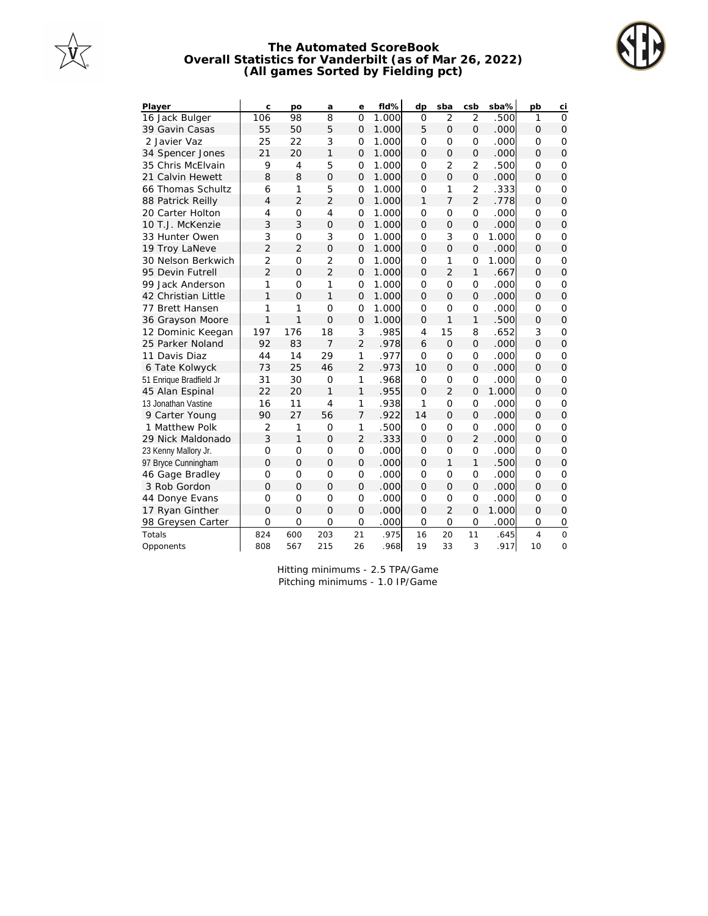# The Automated ScoreBook
## Overall Statistics for Vanderbilt (as of Mar 26, 2022)
### (All games Sorted by Fielding pct)

| Player | c | po | a | e | fld% | dp | sba | csb | sba% | pb | ci |
|---|---|---|---|---|---|---|---|---|---|---|---|
| 16 Jack Bulger | 106 | 98 | 8 | 0 | 1.000 | 0 | 2 | 2 | .500 | 1 | 0 |
| 39 Gavin Casas | 55 | 50 | 5 | 0 | 1.000 | 5 | 0 | 0 | .000 | 0 | 0 |
| 2 Javier Vaz | 25 | 22 | 3 | 0 | 1.000 | 0 | 0 | 0 | .000 | 0 | 0 |
| 34 Spencer Jones | 21 | 20 | 1 | 0 | 1.000 | 0 | 0 | 0 | .000 | 0 | 0 |
| 35 Chris McElvain | 9 | 4 | 5 | 0 | 1.000 | 0 | 2 | 2 | .500 | 0 | 0 |
| 21 Calvin Hewett | 8 | 8 | 0 | 0 | 1.000 | 0 | 0 | 0 | .000 | 0 | 0 |
| 66 Thomas Schultz | 6 | 1 | 5 | 0 | 1.000 | 0 | 1 | 2 | .333 | 0 | 0 |
| 88 Patrick Reilly | 4 | 2 | 2 | 0 | 1.000 | 1 | 7 | 2 | .778 | 0 | 0 |
| 20 Carter Holton | 4 | 0 | 4 | 0 | 1.000 | 0 | 0 | 0 | .000 | 0 | 0 |
| 10 T.J. McKenzie | 3 | 3 | 0 | 0 | 1.000 | 0 | 0 | 0 | .000 | 0 | 0 |
| 33 Hunter Owen | 3 | 0 | 3 | 0 | 1.000 | 0 | 3 | 0 | 1.000 | 0 | 0 |
| 19 Troy LaNeve | 2 | 2 | 0 | 0 | 1.000 | 0 | 0 | 0 | .000 | 0 | 0 |
| 30 Nelson Berkwich | 2 | 0 | 2 | 0 | 1.000 | 0 | 1 | 0 | 1.000 | 0 | 0 |
| 95 Devin Futrell | 2 | 0 | 2 | 0 | 1.000 | 0 | 2 | 1 | .667 | 0 | 0 |
| 99 Jack Anderson | 1 | 0 | 1 | 0 | 1.000 | 0 | 0 | 0 | .000 | 0 | 0 |
| 42 Christian Little | 1 | 0 | 1 | 0 | 1.000 | 0 | 0 | 0 | .000 | 0 | 0 |
| 77 Brett Hansen | 1 | 1 | 0 | 0 | 1.000 | 0 | 0 | 0 | .000 | 0 | 0 |
| 36 Grayson Moore | 1 | 1 | 0 | 0 | 1.000 | 0 | 1 | 1 | .500 | 0 | 0 |
| 12 Dominic Keegan | 197 | 176 | 18 | 3 | .985 | 4 | 15 | 8 | .652 | 3 | 0 |
| 25 Parker Noland | 92 | 83 | 7 | 2 | .978 | 6 | 0 | 0 | .000 | 0 | 0 |
| 11 Davis Diaz | 44 | 14 | 29 | 1 | .977 | 0 | 0 | 0 | .000 | 0 | 0 |
| 6 Tate Kolwyck | 73 | 25 | 46 | 2 | .973 | 10 | 0 | 0 | .000 | 0 | 0 |
| 51 Enrique Bradfield Jr | 31 | 30 | 0 | 1 | .968 | 0 | 0 | 0 | .000 | 0 | 0 |
| 45 Alan Espinal | 22 | 20 | 1 | 1 | .955 | 0 | 2 | 0 | 1.000 | 0 | 0 |
| 13 Jonathan Vastine | 16 | 11 | 4 | 1 | .938 | 1 | 0 | 0 | .000 | 0 | 0 |
| 9 Carter Young | 90 | 27 | 56 | 7 | .922 | 14 | 0 | 0 | .000 | 0 | 0 |
| 1 Matthew Polk | 2 | 1 | 0 | 1 | .500 | 0 | 0 | 0 | .000 | 0 | 0 |
| 29 Nick Maldonado | 3 | 1 | 0 | 2 | .333 | 0 | 0 | 2 | .000 | 0 | 0 |
| 23 Kenny Mallory Jr. | 0 | 0 | 0 | 0 | .000 | 0 | 0 | 0 | .000 | 0 | 0 |
| 97 Bryce Cunningham | 0 | 0 | 0 | 0 | .000 | 0 | 1 | 1 | .500 | 0 | 0 |
| 46 Gage Bradley | 0 | 0 | 0 | 0 | .000 | 0 | 0 | 0 | .000 | 0 | 0 |
| 3 Rob Gordon | 0 | 0 | 0 | 0 | .000 | 0 | 0 | 0 | .000 | 0 | 0 |
| 44 Donye Evans | 0 | 0 | 0 | 0 | .000 | 0 | 0 | 0 | .000 | 0 | 0 |
| 17 Ryan Ginther | 0 | 0 | 0 | 0 | .000 | 0 | 2 | 0 | 1.000 | 0 | 0 |
| 98 Greysen Carter | 0 | 0 | 0 | 0 | .000 | 0 | 0 | 0 | .000 | 0 | 0 |
| Totals | 824 | 600 | 203 | 21 | .975 | 16 | 20 | 11 | .645 | 4 | 0 |
| Opponents | 808 | 567 | 215 | 26 | .968 | 19 | 33 | 3 | .917 | 10 | 0 |

Hitting minimums - 2.5 TPA/Game
Pitching minimums - 1.0 IP/Game